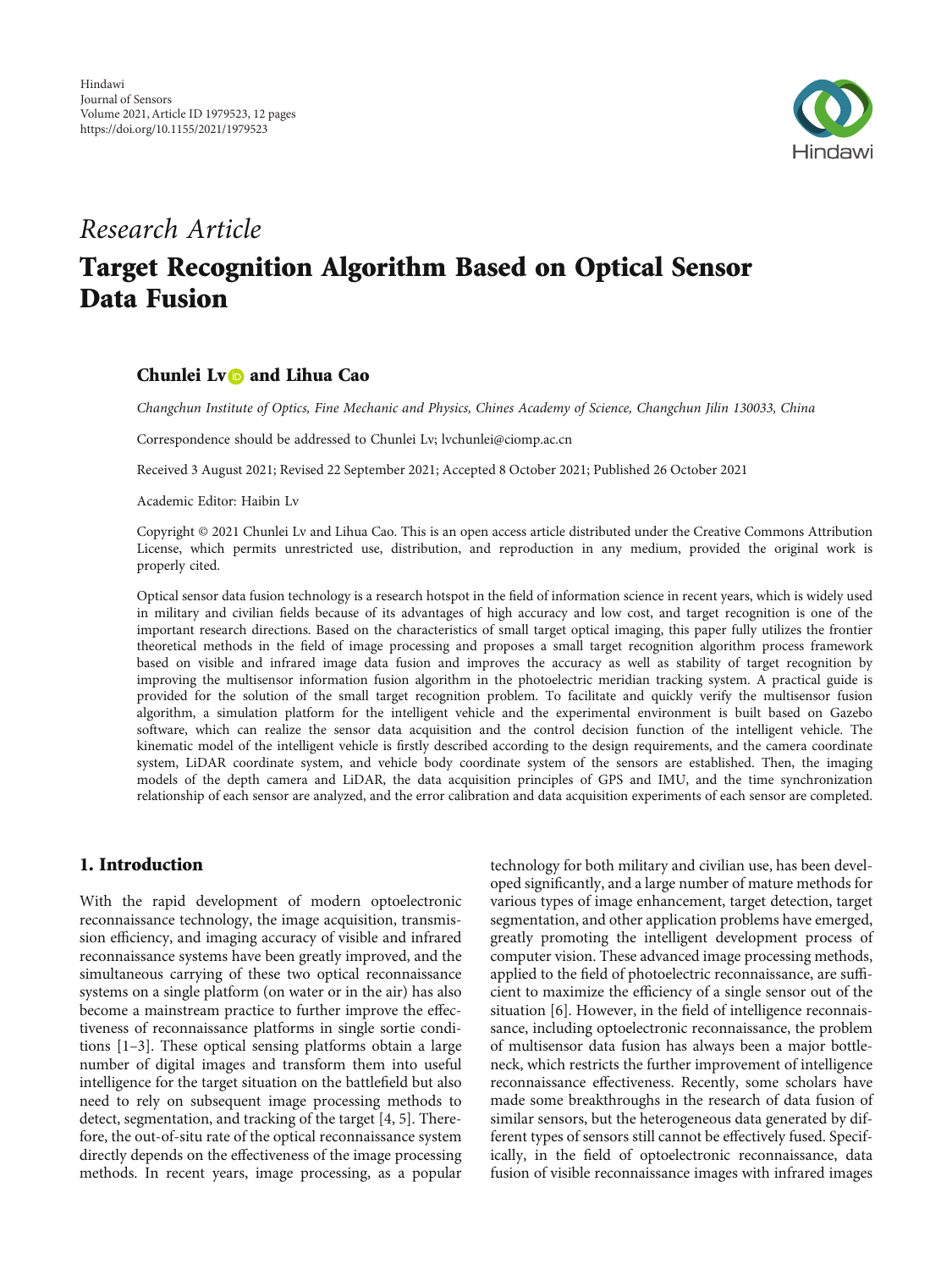Hindawi
Journal of Sensors
Volume 2021, Article ID 1979523, 12 pages
https://doi.org/10.1155/2021/1979523

*Research Article*

# Target Recognition Algorithm Based on Optical Sensor Data Fusion

**Chunlei Lv and Lihua Cao**

*Changchun Institute of Optics, Fine Mechanic and Physics, Chines Academy of Science, Changchun Jilin 130033, China*

Correspondence should be addressed to Chunlei Lv; lvchunlei@ciomp.ac.cn

Received 3 August 2021; Revised 22 September 2021; Accepted 8 October 2021; Published 26 October 2021

Academic Editor: Haibin Lv

Copyright © 2021 Chunlei Lv and Lihua Cao. This is an open access article distributed under the Creative Commons Attribution License, which permits unrestricted use, distribution, and reproduction in any medium, provided the original work is properly cited.

Optical sensor data fusion technology is a research hotspot in the field of information science in recent years, which is widely used in military and civilian fields because of its advantages of high accuracy and low cost, and target recognition is one of the important research directions. Based on the characteristics of small target optical imaging, this paper fully utilizes the frontier theoretical methods in the field of image processing and proposes a small target recognition algorithm process framework based on visible and infrared image data fusion and improves the accuracy as well as stability of target recognition by improving the multisensor information fusion algorithm in the photoelectric meridian tracking system. A practical guide is provided for the solution of the small target recognition problem. To facilitate and quickly verify the multisensor fusion algorithm, a simulation platform for the intelligent vehicle and the experimental environment is built based on Gazebo software, which can realize the sensor data acquisition and the control decision function of the intelligent vehicle. The kinematic model of the intelligent vehicle is firstly described according to the design requirements, and the camera coordinate system, LiDAR coordinate system, and vehicle body coordinate system of the sensors are established. Then, the imaging models of the depth camera and LiDAR, the data acquisition principles of GPS and IMU, and the time synchronization relationship of each sensor are analyzed, and the error calibration and data acquisition experiments of each sensor are completed.

## 1. Introduction

With the rapid development of modern optoelectronic reconnaissance technology, the image acquisition, transmission efficiency, and imaging accuracy of visible and infrared reconnaissance systems have been greatly improved, and the simultaneous carrying of these two optical reconnaissance systems on a single platform (on water or in the air) has also become a mainstream practice to further improve the effectiveness of reconnaissance platforms in single sortie conditions [1–3]. These optical sensing platforms obtain a large number of digital images and transform them into useful intelligence for the target situation on the battlefield but also need to rely on subsequent image processing methods to detect, segmentation, and tracking of the target [4, 5]. Therefore, the out-of-situ rate of the optical reconnaissance system directly depends on the effectiveness of the image processing methods. In recent years, image processing, as a popular technology for both military and civilian use, has been developed significantly, and a large number of mature methods for various types of image enhancement, target detection, target segmentation, and other application problems have emerged, greatly promoting the intelligent development process of computer vision. These advanced image processing methods, applied to the field of photoelectric reconnaissance, are sufficient to maximize the efficiency of a single sensor out of the situation [6]. However, in the field of intelligence reconnaissance, including optoelectronic reconnaissance, the problem of multisensor data fusion has always been a major bottleneck, which restricts the further improvement of intelligence reconnaissance effectiveness. Recently, some scholars have made some breakthroughs in the research of data fusion of similar sensors, but the heterogeneous data generated by different types of sensors still cannot be effectively fused. Specifically, in the field of optoelectronic reconnaissance, data fusion of visible reconnaissance images with infrared images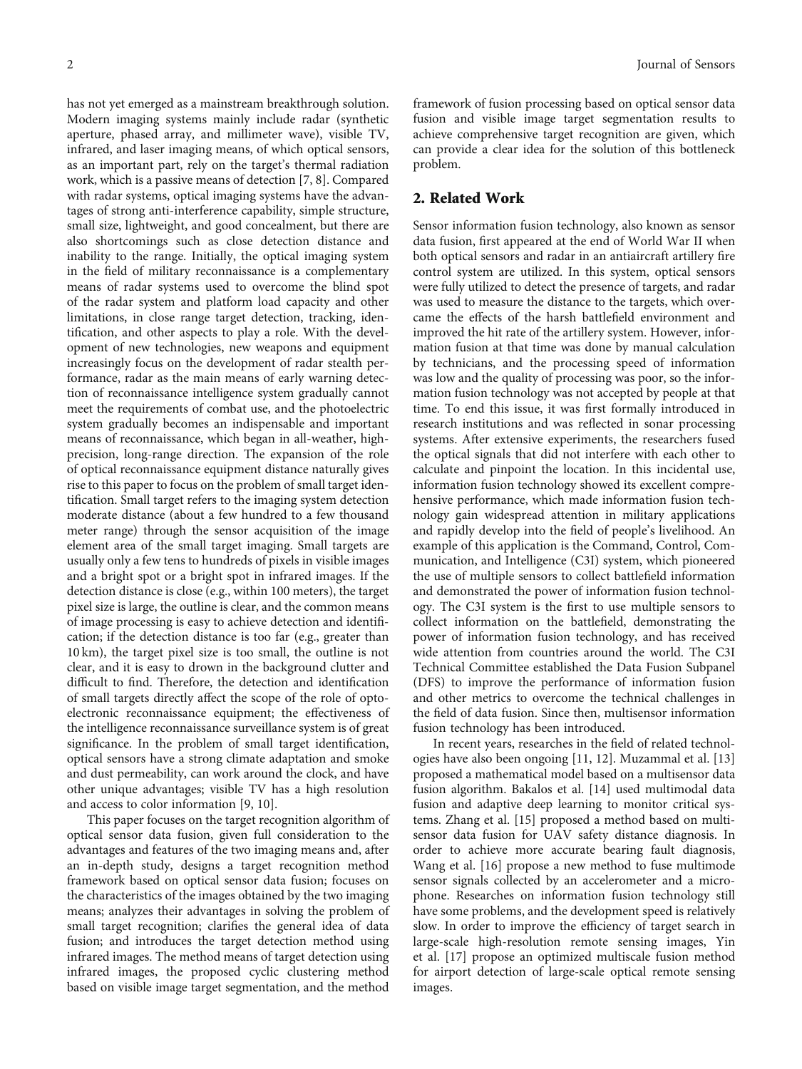has not yet emerged as a mainstream breakthrough solution. Modern imaging systems mainly include radar (synthetic aperture, phased array, and millimeter wave), visible TV, infrared, and laser imaging means, of which optical sensors, as an important part, rely on the target's thermal radiation work, which is a passive means of detection [7, 8]. Compared with radar systems, optical imaging systems have the advantages of strong anti-interference capability, simple structure, small size, lightweight, and good concealment, but there are also shortcomings such as close detection distance and inability to the range. Initially, the optical imaging system in the field of military reconnaissance is a complementary means of radar systems used to overcome the blind spot of the radar system and platform load capacity and other limitations, in close range target detection, tracking, identification, and other aspects to play a role. With the development of new technologies, new weapons and equipment increasingly focus on the development of radar stealth performance, radar as the main means of early warning detection of reconnaissance intelligence system gradually cannot meet the requirements of combat use, and the photoelectric system gradually becomes an indispensable and important means of reconnaissance, which began in all-weather, high-precision, long-range direction. The expansion of the role of optical reconnaissance equipment distance naturally gives rise to this paper to focus on the problem of small target identification. Small target refers to the imaging system detection moderate distance (about a few hundred to a few thousand meter range) through the sensor acquisition of the image element area of the small target imaging. Small targets are usually only a few tens to hundreds of pixels in visible images and a bright spot or a bright spot in infrared images. If the detection distance is close (e.g., within 100 meters), the target pixel size is large, the outline is clear, and the common means of image processing is easy to achieve detection and identification; if the detection distance is too far (e.g., greater than 10 km), the target pixel size is too small, the outline is not clear, and it is easy to drown in the background clutter and difficult to find. Therefore, the detection and identification of small targets directly affect the scope of the role of optoelectronic reconnaissance equipment; the effectiveness of the intelligence reconnaissance surveillance system is of great significance. In the problem of small target identification, optical sensors have a strong climate adaptation and smoke and dust permeability, can work around the clock, and have other unique advantages; visible TV has a high resolution and access to color information [9, 10].

This paper focuses on the target recognition algorithm of optical sensor data fusion, given full consideration to the advantages and features of the two imaging means and, after an in-depth study, designs a target recognition method framework based on optical sensor data fusion; focuses on the characteristics of the images obtained by the two imaging means; analyzes their advantages in solving the problem of small target recognition; clarifies the general idea of data fusion; and introduces the target detection method using infrared images. The method means of target detection using infrared images, the proposed cyclic clustering method based on visible image target segmentation, and the method framework of fusion processing based on optical sensor data fusion and visible image target segmentation results to achieve comprehensive target recognition are given, which can provide a clear idea for the solution of this bottleneck problem.

## 2. Related Work

Sensor information fusion technology, also known as sensor data fusion, first appeared at the end of World War II when both optical sensors and radar in an antiaircraft artillery fire control system are utilized. In this system, optical sensors were fully utilized to detect the presence of targets, and radar was used to measure the distance to the targets, which overcame the effects of the harsh battlefield environment and improved the hit rate of the artillery system. However, information fusion at that time was done by manual calculation by technicians, and the processing speed of information was low and the quality of processing was poor, so the information fusion technology was not accepted by people at that time. To end this issue, it was first formally introduced in research institutions and was reflected in sonar processing systems. After extensive experiments, the researchers fused the optical signals that did not interfere with each other to calculate and pinpoint the location. In this incidental use, information fusion technology showed its excellent comprehensive performance, which made information fusion technology gain widespread attention in military applications and rapidly develop into the field of people's livelihood. An example of this application is the Command, Control, Communication, and Intelligence (C3I) system, which pioneered the use of multiple sensors to collect battlefield information and demonstrated the power of information fusion technology. The C3I system is the first to use multiple sensors to collect information on the battlefield, demonstrating the power of information fusion technology, and has received wide attention from countries around the world. The C3I Technical Committee established the Data Fusion Subpanel (DFS) to improve the performance of information fusion and other metrics to overcome the technical challenges in the field of data fusion. Since then, multisensor information fusion technology has been introduced.

In recent years, researches in the field of related technologies have also been ongoing [11, 12]. Muzammal et al. [13] proposed a mathematical model based on a multisensor data fusion algorithm. Bakalos et al. [14] used multimodal data fusion and adaptive deep learning to monitor critical systems. Zhang et al. [15] proposed a method based on multisensor data fusion for UAV safety distance diagnosis. In order to achieve more accurate bearing fault diagnosis, Wang et al. [16] propose a new method to fuse multimode sensor signals collected by an accelerometer and a microphone. Researches on information fusion technology still have some problems, and the development speed is relatively slow. In order to improve the efficiency of target search in large-scale high-resolution remote sensing images, Yin et al. [17] propose an optimized multiscale fusion method for airport detection of large-scale optical remote sensing images.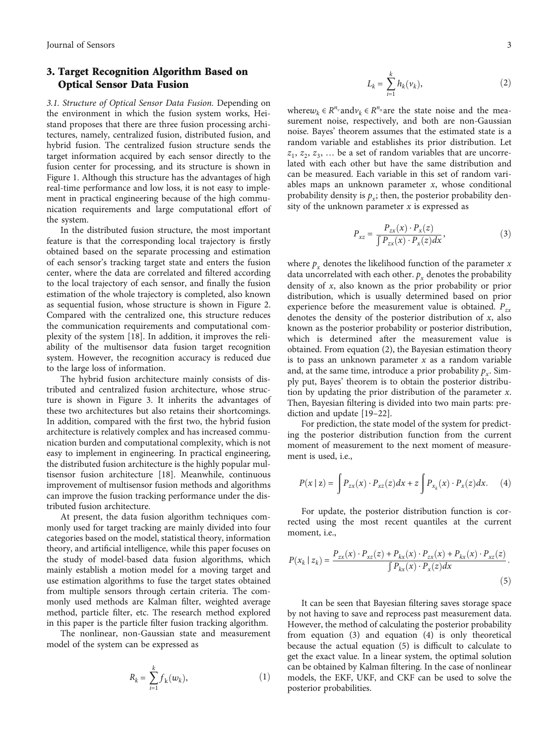## 3. Target Recognition Algorithm Based on Optical Sensor Data Fusion

*3.1. Structure of Optical Sensor Data Fusion.* Depending on the environment in which the fusion system works, Heistand proposes that there are three fusion processing architectures, namely, centralized fusion, distributed fusion, and hybrid fusion. The centralized fusion structure sends the target information acquired by each sensor directly to the fusion center for processing, and its structure is shown in Figure 1. Although this structure has the advantages of high real-time performance and low loss, it is not easy to implement in practical engineering because of the high communication requirements and large computational effort of the system.

In the distributed fusion structure, the most important feature is that the corresponding local trajectory is firstly obtained based on the separate processing and estimation of each sensor's tracking target state and enters the fusion center, where the data are correlated and filtered according to the local trajectory of each sensor, and finally the fusion estimation of the whole trajectory is completed, also known as sequential fusion, whose structure is shown in Figure 2. Compared with the centralized one, this structure reduces the communication requirements and computational complexity of the system [18]. In addition, it improves the reliability of the multisensor data fusion target recognition system. However, the recognition accuracy is reduced due to the large loss of information.

The hybrid fusion architecture mainly consists of distributed and centralized fusion architecture, whose structure is shown in Figure 3. It inherits the advantages of these two architectures but also retains their shortcomings. In addition, compared with the first two, the hybrid fusion architecture is relatively complex and has increased communication burden and computational complexity, which is not easy to implement in engineering. In practical engineering, the distributed fusion architecture is the highly popular multisensor fusion architecture [18]. Meanwhile, continuous improvement of multisensor fusion methods and algorithms can improve the fusion tracking performance under the distributed fusion architecture.

At present, the data fusion algorithm techniques commonly used for target tracking are mainly divided into four categories based on the model, statistical theory, information theory, and artificial intelligence, while this paper focuses on the study of model-based data fusion algorithms, which mainly establish a motion model for a moving target and use estimation algorithms to fuse the target states obtained from multiple sensors through certain criteria. The commonly used methods are Kalman filter, weighted average method, particle filter, etc. The research method explored in this paper is the particle filter fusion tracking algorithm.

The nonlinear, non-Gaussian state and measurement model of the system can be expressed as

$$R_k = \sum_{i=1}^{k} f_k(w_k), \tag{1}$$

$$L_k = \sum_{i=1}^{k} h_k(v_k), \tag{2}$$

where$w_k \in R^{n_v}$and$v_k \in R^{n_n}$are the state noise and the measurement noise, respectively, and both are non-Gaussian noise. Bayes' theorem assumes that the estimated state is a random variable and establishes its prior distribution. Let $z_1, z_2, z_3, \ldots$ be a set of random variables that are uncorrelated with each other but have the same distribution and can be measured. Each variable in this set of random variables maps an unknown parameter $x$, whose conditional probability density is $p_x$; then, the posterior probability density of the unknown parameter $x$ is expressed as

$$P_{xz} = \frac{P_{zx}(x) \cdot P_x(z)}{\int P_{zx}(x) \cdot P_x(z) dx}, \tag{3}$$

where $p_x$ denotes the likelihood function of the parameter $x$ data uncorrelated with each other. $p_x$ denotes the probability density of $x$, also known as the prior probability or prior distribution, which is usually determined based on prior experience before the measurement value is obtained. $P_{zx}$ denotes the density of the posterior distribution of $x$, also known as the posterior probability or posterior distribution, which is determined after the measurement value is obtained. From equation (2), the Bayesian estimation theory is to pass an unknown parameter $x$ as a random variable and, at the same time, introduce a prior probability $p_x$. Simply put, Bayes' theorem is to obtain the posterior distribution by updating the prior distribution of the parameter $x$. Then, Bayesian filtering is divided into two main parts: prediction and update [19–22].

For prediction, the state model of the system for predicting the posterior distribution function from the current moment of measurement to the next moment of measurement is used, i.e.,

$$P(x \mid z) = \int P_{zx}(x) \cdot P_{xz}(z) dx + z \int P_{x_k}(x) \cdot P_x(z) dx. \tag{4}$$

For update, the posterior distribution function is corrected using the most recent quantiles at the current moment, i.e.,

$$P(x_k \mid z_k) = \frac{P_{zx}(x) \cdot P_{xz}(z) + P_{kx}(x) \cdot P_{zx}(x) + P_{kx}(x) \cdot P_{xz}(z)}{\int P_{kx}(x) \cdot P_x(z) dx}. \tag{5}$$

It can be seen that Bayesian filtering saves storage space by not having to save and reprocess past measurement data. However, the method of calculating the posterior probability from equation (3) and equation (4) is only theoretical because the actual equation (5) is difficult to calculate to get the exact value. In a linear system, the optimal solution can be obtained by Kalman filtering. In the case of nonlinear models, the EKF, UKF, and CKF can be used to solve the posterior probabilities.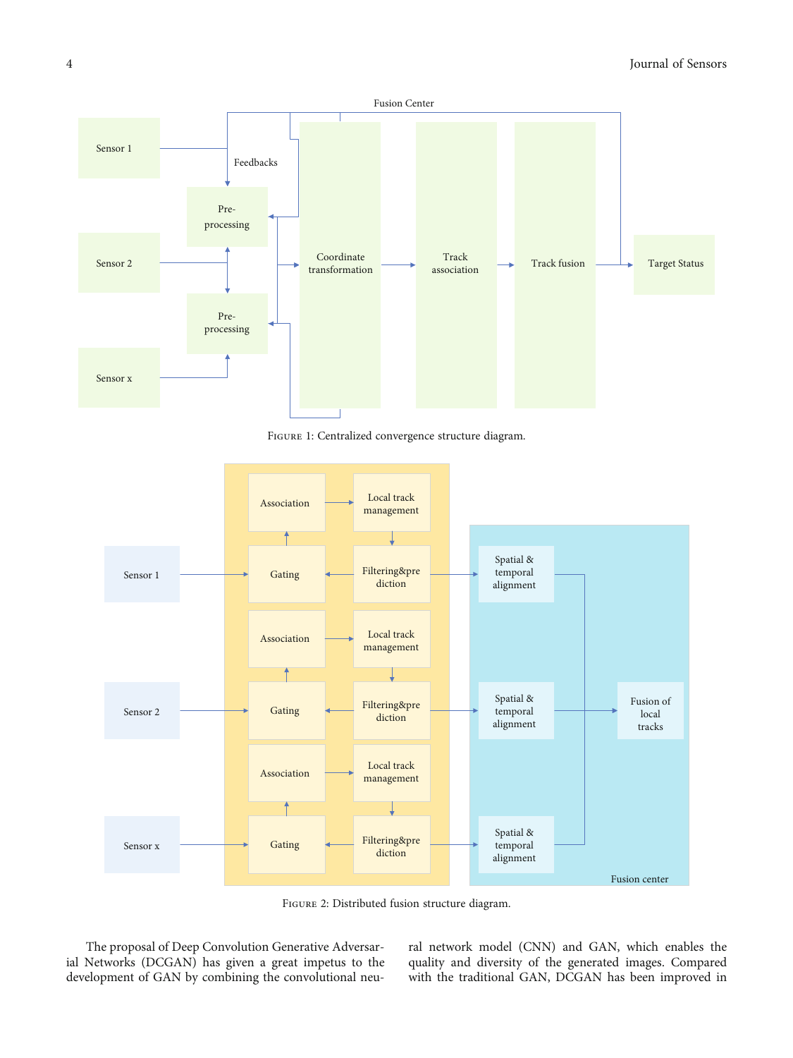Figure 1: Centralized convergence structure diagram.

Figure 2: Distributed fusion structure diagram.

The proposal of Deep Convolution Generative Adversarial Networks (DCGAN) has given a great impetus to the development of GAN by combining the convolutional neural network model (CNN) and GAN, which enables the quality and diversity of the generated images. Compared with the traditional GAN, DCGAN has been improved in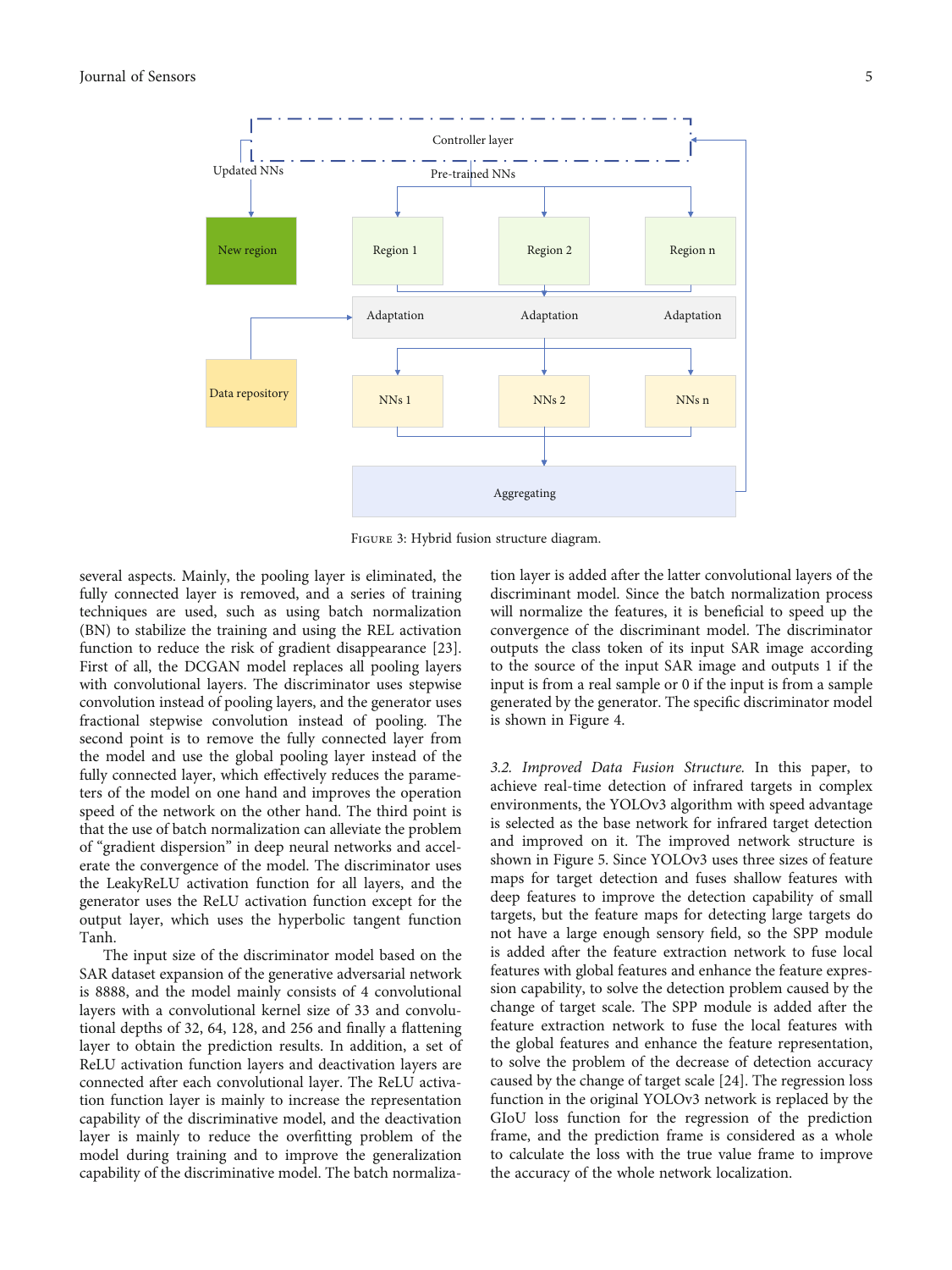Figure 3: Hybrid fusion structure diagram.

several aspects. Mainly, the pooling layer is eliminated, the fully connected layer is removed, and a series of training techniques are used, such as using batch normalization (BN) to stabilize the training and using the REL activation function to reduce the risk of gradient disappearance [23]. First of all, the DCGAN model replaces all pooling layers with convolutional layers. The discriminator uses stepwise convolution instead of pooling layers, and the generator uses fractional stepwise convolution instead of pooling. The second point is to remove the fully connected layer from the model and use the global pooling layer instead of the fully connected layer, which effectively reduces the parameters of the model on one hand and improves the operation speed of the network on the other hand. The third point is that the use of batch normalization can alleviate the problem of "gradient dispersion" in deep neural networks and accelerate the convergence of the model. The discriminator uses the LeakyReLU activation function for all layers, and the generator uses the ReLU activation function except for the output layer, which uses the hyperbolic tangent function Tanh.

The input size of the discriminator model based on the SAR dataset expansion of the generative adversarial network is 8888, and the model mainly consists of 4 convolutional layers with a convolutional kernel size of 33 and convolutional depths of 32, 64, 128, and 256 and finally a flattening layer to obtain the prediction results. In addition, a set of ReLU activation function layers and deactivation layers are connected after each convolutional layer. The ReLU activation function layer is mainly to increase the representation capability of the discriminative model, and the deactivation layer is mainly to reduce the overfitting problem of the model during training and to improve the generalization capability of the discriminative model. The batch normalization layer is added after the latter convolutional layers of the discriminant model. Since the batch normalization process will normalize the features, it is beneficial to speed up the convergence of the discriminant model. The discriminator outputs the class token of its input SAR image according to the source of the input SAR image and outputs 1 if the input is from a real sample or 0 if the input is from a sample generated by the generator. The specific discriminator model is shown in Figure 4.

*3.2. Improved Data Fusion Structure.* In this paper, to achieve real-time detection of infrared targets in complex environments, the YOLOv3 algorithm with speed advantage is selected as the base network for infrared target detection and improved on it. The improved network structure is shown in Figure 5. Since YOLOv3 uses three sizes of feature maps for target detection and fuses shallow features with deep features to improve the detection capability of small targets, but the feature maps for detecting large targets do not have a large enough sensory field, so the SPP module is added after the feature extraction network to fuse local features with global features and enhance the feature expression capability, to solve the detection problem caused by the change of target scale. The SPP module is added after the feature extraction network to fuse the local features with the global features and enhance the feature representation, to solve the problem of the decrease of detection accuracy caused by the change of target scale [24]. The regression loss function in the original YOLOv3 network is replaced by the GIoU loss function for the regression of the prediction frame, and the prediction frame is considered as a whole to calculate the loss with the true value frame to improve the accuracy of the whole network localization.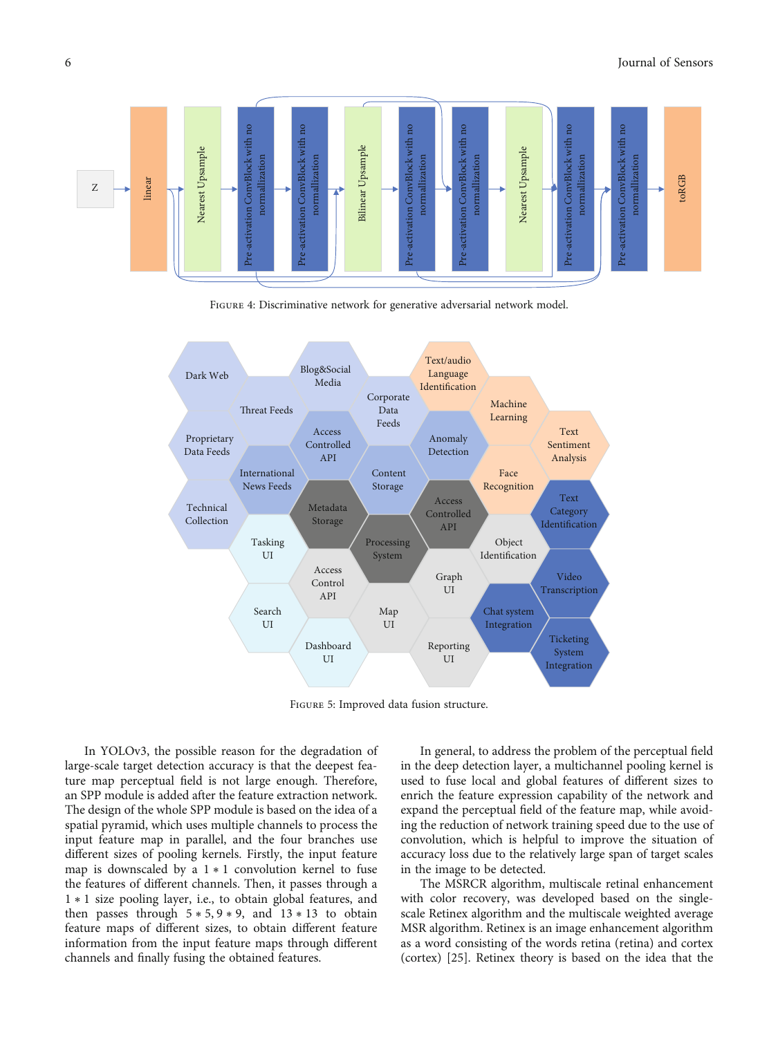Figure 4: Discriminative network for generative adversarial network model.

Figure 5: Improved data fusion structure.

In YOLOv3, the possible reason for the degradation of large-scale target detection accuracy is that the deepest feature map perceptual field is not large enough. Therefore, an SPP module is added after the feature extraction network. The design of the whole SPP module is based on the idea of a spatial pyramid, which uses multiple channels to process the input feature map in parallel, and the four branches use different sizes of pooling kernels. Firstly, the input feature map is downscaled by a $1 * 1$ convolution kernel to fuse the features of different channels. Then, it passes through a $1 * 1$ size pooling layer, i.e., to obtain global features, and then passes through $5 * 5, 9 * 9$, and $13 * 13$ to obtain feature maps of different sizes, to obtain different feature information from the input feature maps through different channels and finally fusing the obtained features.

In general, to address the problem of the perceptual field in the deep detection layer, a multichannel pooling kernel is used to fuse local and global features of different sizes to enrich the feature expression capability of the network and expand the perceptual field of the feature map, while avoiding the reduction of network training speed due to the use of convolution, which is helpful to improve the situation of accuracy loss due to the relatively large span of target scales in the image to be detected.

The MSRCR algorithm, multiscale retinal enhancement with color recovery, was developed based on the single-scale Retinex algorithm and the multiscale weighted average MSR algorithm. Retinex is an image enhancement algorithm as a word consisting of the words retina (retina) and cortex (cortex) [25]. Retinex theory is based on the idea that the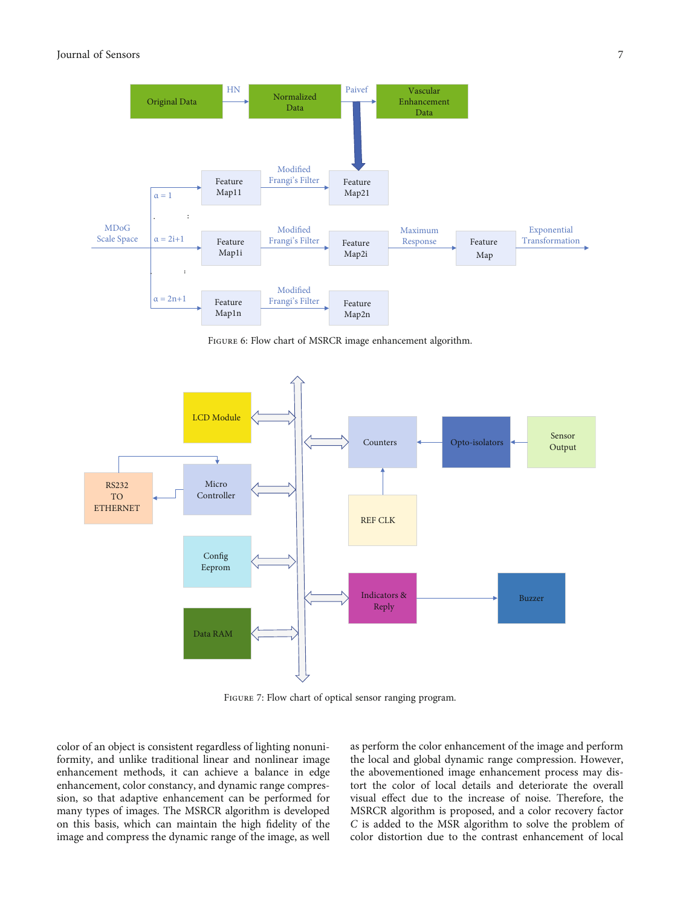FIGURE 6: Flow chart of MSRCR image enhancement algorithm.

FIGURE 7: Flow chart of optical sensor ranging program.

color of an object is consistent regardless of lighting nonuniformity, and unlike traditional linear and nonlinear image enhancement methods, it can achieve a balance in edge enhancement, color constancy, and dynamic range compression, so that adaptive enhancement can be performed for many types of images. The MSRCR algorithm is developed on this basis, which can maintain the high fidelity of the image and compress the dynamic range of the image, as well as perform the color enhancement of the image and perform the local and global dynamic range compression. However, the abovementioned image enhancement process may distort the color of local details and deteriorate the overall visual effect due to the increase of noise. Therefore, the MSRCR algorithm is proposed, and a color recovery factor $C$ is added to the MSR algorithm to solve the problem of color distortion due to the contrast enhancement of local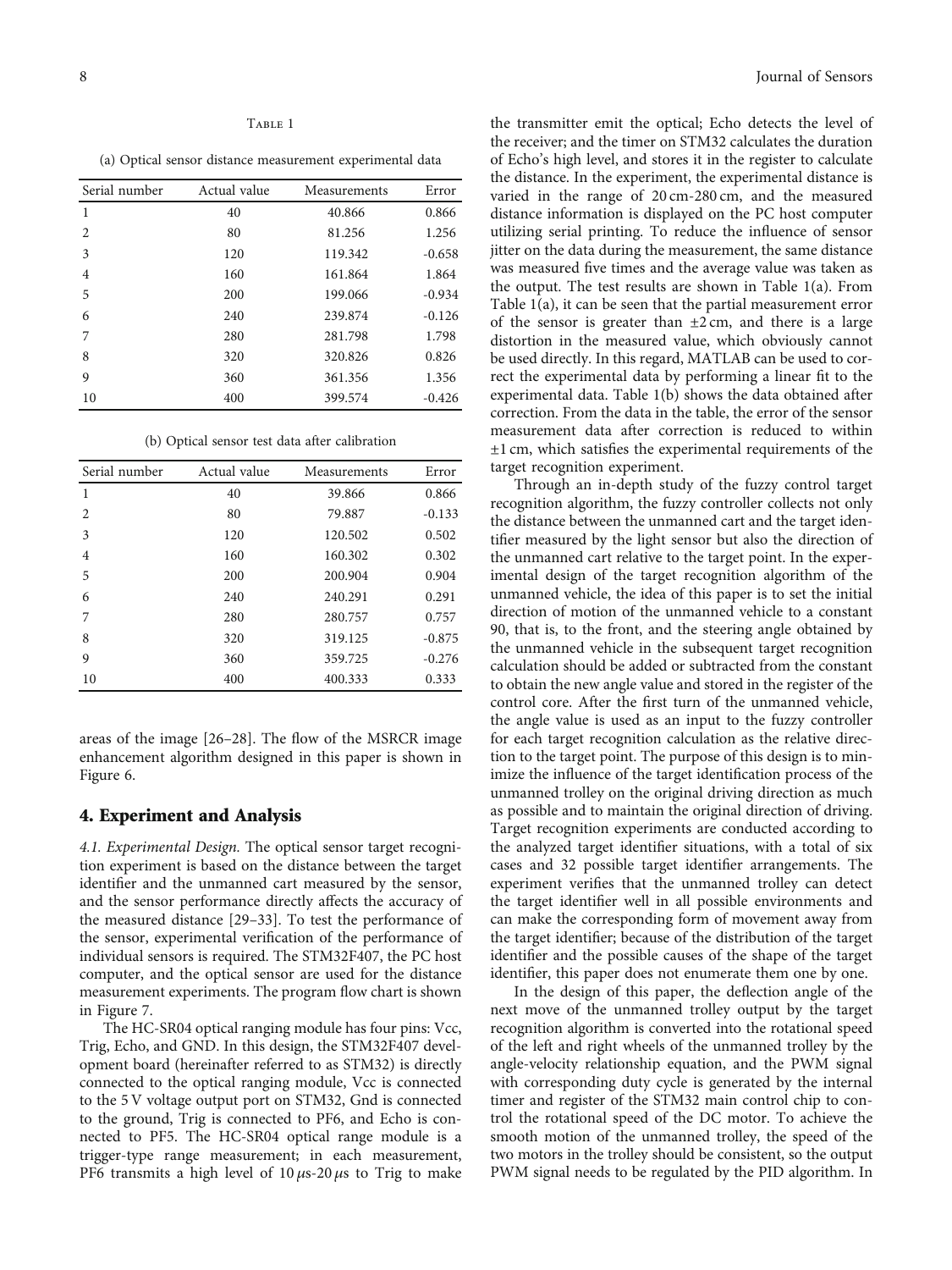Table 1

(a) Optical sensor distance measurement experimental data

| Serial number | Actual value | Measurements | Error |
|---|---|---|---|
| 1 | 40 | 40.866 | 0.866 |
| 2 | 80 | 81.256 | 1.256 |
| 3 | 120 | 119.342 | -0.658 |
| 4 | 160 | 161.864 | 1.864 |
| 5 | 200 | 199.066 | -0.934 |
| 6 | 240 | 239.874 | -0.126 |
| 7 | 280 | 281.798 | 1.798 |
| 8 | 320 | 320.826 | 0.826 |
| 9 | 360 | 361.356 | 1.356 |
| 10 | 400 | 399.574 | -0.426 |

(b) Optical sensor test data after calibration

| Serial number | Actual value | Measurements | Error |
|---|---|---|---|
| 1 | 40 | 39.866 | 0.866 |
| 2 | 80 | 79.887 | -0.133 |
| 3 | 120 | 120.502 | 0.502 |
| 4 | 160 | 160.302 | 0.302 |
| 5 | 200 | 200.904 | 0.904 |
| 6 | 240 | 240.291 | 0.291 |
| 7 | 280 | 280.757 | 0.757 |
| 8 | 320 | 319.125 | -0.875 |
| 9 | 360 | 359.725 | -0.276 |
| 10 | 400 | 400.333 | 0.333 |

areas of the image [26–28]. The flow of the MSRCR image enhancement algorithm designed in this paper is shown in Figure 6.

## 4. Experiment and Analysis

*4.1. Experimental Design.* The optical sensor target recognition experiment is based on the distance between the target identifier and the unmanned cart measured by the sensor, and the sensor performance directly affects the accuracy of the measured distance [29–33]. To test the performance of the sensor, experimental verification of the performance of individual sensors is required. The STM32F407, the PC host computer, and the optical sensor are used for the distance measurement experiments. The program flow chart is shown in Figure 7.

The HC-SR04 optical ranging module has four pins: Vcc, Trig, Echo, and GND. In this design, the STM32F407 development board (hereinafter referred to as STM32) is directly connected to the optical ranging module, Vcc is connected to the 5 V voltage output port on STM32, Gnd is connected to the ground, Trig is connected to PF6, and Echo is connected to PF5. The HC-SR04 optical range module is a trigger-type range measurement; in each measurement, PF6 transmits a high level of $10\,\mu$s-$20\,\mu$s to Trig to make the transmitter emit the optical; Echo detects the level of the receiver; and the timer on STM32 calculates the duration of Echo's high level, and stores it in the register to calculate the distance. In the experiment, the experimental distance is varied in the range of 20 cm-280 cm, and the measured distance information is displayed on the PC host computer utilizing serial printing. To reduce the influence of sensor jitter on the data during the measurement, the same distance was measured five times and the average value was taken as the output. The test results are shown in Table 1(a). From Table 1(a), it can be seen that the partial measurement error of the sensor is greater than $\pm 2$ cm, and there is a large distortion in the measured value, which obviously cannot be used directly. In this regard, MATLAB can be used to correct the experimental data by performing a linear fit to the experimental data. Table 1(b) shows the data obtained after correction. From the data in the table, the error of the sensor measurement data after correction is reduced to within $\pm 1$ cm, which satisfies the experimental requirements of the target recognition experiment.

Through an in-depth study of the fuzzy control target recognition algorithm, the fuzzy controller collects not only the distance between the unmanned cart and the target identifier measured by the light sensor but also the direction of the unmanned cart relative to the target point. In the experimental design of the target recognition algorithm of the unmanned vehicle, the idea of this paper is to set the initial direction of motion of the unmanned vehicle to a constant 90, that is, to the front, and the steering angle obtained by the unmanned vehicle in the subsequent target recognition calculation should be added or subtracted from the constant to obtain the new angle value and stored in the register of the control core. After the first turn of the unmanned vehicle, the angle value is used as an input to the fuzzy controller for each target recognition calculation as the relative direction to the target point. The purpose of this design is to minimize the influence of the target identification process of the unmanned trolley on the original driving direction as much as possible and to maintain the original direction of driving. Target recognition experiments are conducted according to the analyzed target identifier situations, with a total of six cases and 32 possible target identifier arrangements. The experiment verifies that the unmanned trolley can detect the target identifier well in all possible environments and can make the corresponding form of movement away from the target identifier; because of the distribution of the target identifier and the possible causes of the shape of the target identifier, this paper does not enumerate them one by one.

In the design of this paper, the deflection angle of the next move of the unmanned trolley output by the target recognition algorithm is converted into the rotational speed of the left and right wheels of the unmanned trolley by the angle-velocity relationship equation, and the PWM signal with corresponding duty cycle is generated by the internal timer and register of the STM32 main control chip to control the rotational speed of the DC motor. To achieve the smooth motion of the unmanned trolley, the speed of the two motors in the trolley should be consistent, so the output PWM signal needs to be regulated by the PID algorithm. In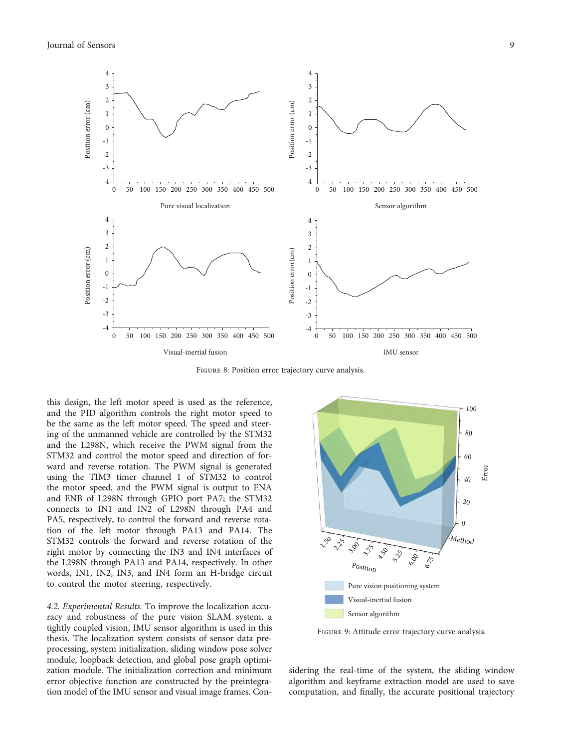Figure 8: Position error trajectory curve analysis.

this design, the left motor speed is used as the reference, and the PID algorithm controls the right motor speed to be the same as the left motor speed. The speed and steering of the unmanned vehicle are controlled by the STM32 and the L298N, which receive the PWM signal from the STM32 and control the motor speed and direction of forward and reverse rotation. The PWM signal is generated using the TIM3 timer channel 1 of STM32 to control the motor speed, and the PWM signal is output to ENA and ENB of L298N through GPIO port PA7; the STM32 connects to IN1 and IN2 of L298N through PA4 and PA5, respectively, to control the forward and reverse rotation of the left motor through PA13 and PA14. The STM32 controls the forward and reverse rotation of the right motor by connecting the IN3 and IN4 interfaces of the L298N through PA13 and PA14, respectively. In other words, IN1, IN2, IN3, and IN4 form an H-bridge circuit to control the motor steering, respectively.

*4.2. Experimental Results.* To improve the localization accuracy and robustness of the pure vision SLAM system, a tightly coupled vision, IMU sensor algorithm is used in this thesis. The localization system consists of sensor data preprocessing, system initialization, sliding window pose solver module, loopback detection, and global pose graph optimization module. The initialization correction and minimum error objective function are constructed by the preintegration model of the IMU sensor and visual image frames. Considering the real-time of the system, the sliding window algorithm and keyframe extraction model are used to save computation, and finally, the accurate positional trajectory

Figure 9: Attitude error trajectory curve analysis.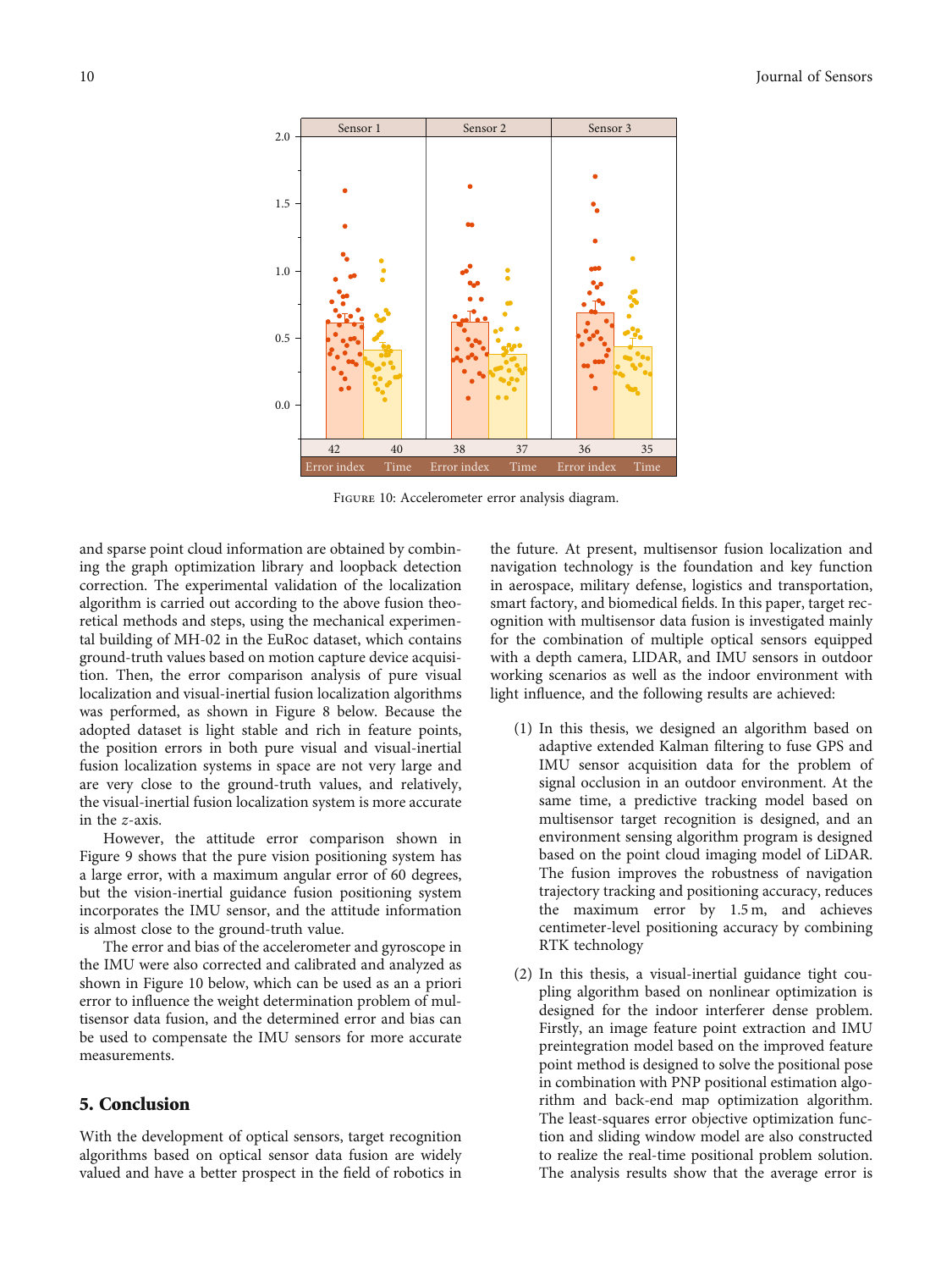Figure 10: Accelerometer error analysis diagram.

and sparse point cloud information are obtained by combining the graph optimization library and loopback detection correction. The experimental validation of the localization algorithm is carried out according to the above fusion theoretical methods and steps, using the mechanical experimental building of MH-02 in the EuRoc dataset, which contains ground-truth values based on motion capture device acquisition. Then, the error comparison analysis of pure visual localization and visual-inertial fusion localization algorithms was performed, as shown in Figure 8 below. Because the adopted dataset is light stable and rich in feature points, the position errors in both pure visual and visual-inertial fusion localization systems in space are not very large and are very close to the ground-truth values, and relatively, the visual-inertial fusion localization system is more accurate in the $z$-axis.

However, the attitude error comparison shown in Figure 9 shows that the pure vision positioning system has a large error, with a maximum angular error of 60 degrees, but the vision-inertial guidance fusion positioning system incorporates the IMU sensor, and the attitude information is almost close to the ground-truth value.

The error and bias of the accelerometer and gyroscope in the IMU were also corrected and calibrated and analyzed as shown in Figure 10 below, which can be used as an a priori error to influence the weight determination problem of multisensor data fusion, and the determined error and bias can be used to compensate the IMU sensors for more accurate measurements.

## 5. Conclusion

With the development of optical sensors, target recognition algorithms based on optical sensor data fusion are widely valued and have a better prospect in the field of robotics in the future. At present, multisensor fusion localization and navigation technology is the foundation and key function in aerospace, military defense, logistics and transportation, smart factory, and biomedical fields. In this paper, target recognition with multisensor data fusion is investigated mainly for the combination of multiple optical sensors equipped with a depth camera, LIDAR, and IMU sensors in outdoor working scenarios as well as the indoor environment with light influence, and the following results are achieved:

(1) In this thesis, we designed an algorithm based on adaptive extended Kalman filtering to fuse GPS and IMU sensor acquisition data for the problem of signal occlusion in an outdoor environment. At the same time, a predictive tracking model based on multisensor target recognition is designed, and an environment sensing algorithm program is designed based on the point cloud imaging model of LiDAR. The fusion improves the robustness of navigation trajectory tracking and positioning accuracy, reduces the maximum error by 1.5 m, and achieves centimeter-level positioning accuracy by combining RTK technology

(2) In this thesis, a visual-inertial guidance tight coupling algorithm based on nonlinear optimization is designed for the indoor interferer dense problem. Firstly, an image feature point extraction and IMU preintegration model based on the improved feature point method is designed to solve the positional pose in combination with PNP positional estimation algorithm and back-end map optimization algorithm. The least-squares error objective optimization function and sliding window model are also constructed to realize the real-time positional problem solution. The analysis results show that the average error is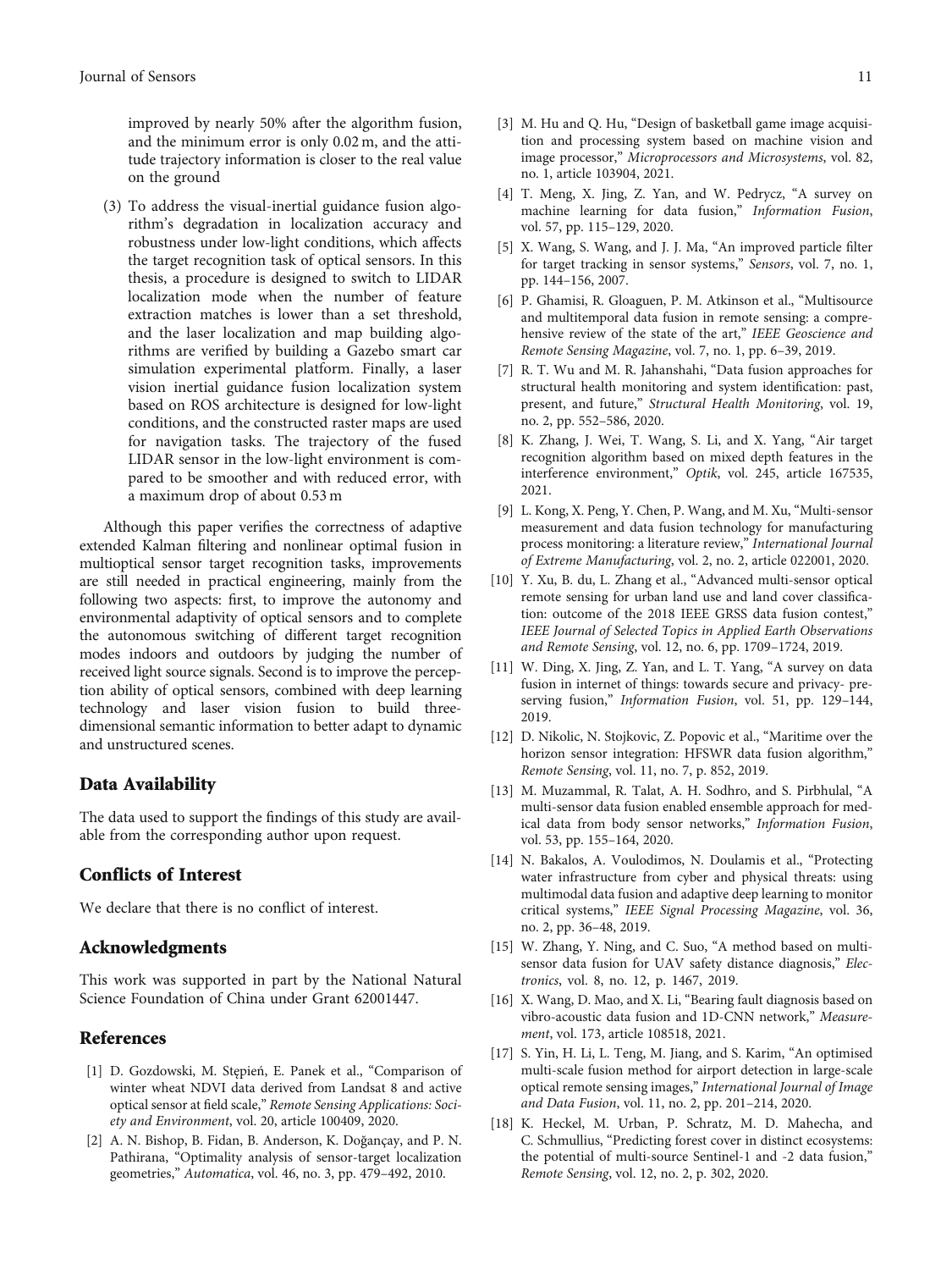improved by nearly 50% after the algorithm fusion, and the minimum error is only 0.02 m, and the attitude trajectory information is closer to the real value on the ground

(3) To address the visual-inertial guidance fusion algorithm's degradation in localization accuracy and robustness under low-light conditions, which affects the target recognition task of optical sensors. In this thesis, a procedure is designed to switch to LIDAR localization mode when the number of feature extraction matches is lower than a set threshold, and the laser localization and map building algorithms are verified by building a Gazebo smart car simulation experimental platform. Finally, a laser vision inertial guidance fusion localization system based on ROS architecture is designed for low-light conditions, and the constructed raster maps are used for navigation tasks. The trajectory of the fused LIDAR sensor in the low-light environment is compared to be smoother and with reduced error, with a maximum drop of about 0.53 m

Although this paper verifies the correctness of adaptive extended Kalman filtering and nonlinear optimal fusion in multioptical sensor target recognition tasks, improvements are still needed in practical engineering, mainly from the following two aspects: first, to improve the autonomy and environmental adaptivity of optical sensors and to complete the autonomous switching of different target recognition modes indoors and outdoors by judging the number of received light source signals. Second is to improve the perception ability of optical sensors, combined with deep learning technology and laser vision fusion to build three-dimensional semantic information to better adapt to dynamic and unstructured scenes.

## Data Availability

The data used to support the findings of this study are available from the corresponding author upon request.

## Conflicts of Interest

We declare that there is no conflict of interest.

## Acknowledgments

This work was supported in part by the National Natural Science Foundation of China under Grant 62001447.

## References

[1] D. Gozdowski, M. Stępień, E. Panek et al., "Comparison of winter wheat NDVI data derived from Landsat 8 and active optical sensor at field scale," *Remote Sensing Applications: Society and Environment*, vol. 20, article 100409, 2020.

[2] A. N. Bishop, B. Fidan, B. Anderson, K. Doğançay, and P. N. Pathirana, "Optimality analysis of sensor-target localization geometries," *Automatica*, vol. 46, no. 3, pp. 479–492, 2010.

[3] M. Hu and Q. Hu, "Design of basketball game image acquisition and processing system based on machine vision and image processor," *Microprocessors and Microsystems*, vol. 82, no. 1, article 103904, 2021.

[4] T. Meng, X. Jing, Z. Yan, and W. Pedrycz, "A survey on machine learning for data fusion," *Information Fusion*, vol. 57, pp. 115–129, 2020.

[5] X. Wang, S. Wang, and J. J. Ma, "An improved particle filter for target tracking in sensor systems," *Sensors*, vol. 7, no. 1, pp. 144–156, 2007.

[6] P. Ghamisi, R. Gloaguen, P. M. Atkinson et al., "Multisource and multitemporal data fusion in remote sensing: a comprehensive review of the state of the art," *IEEE Geoscience and Remote Sensing Magazine*, vol. 7, no. 1, pp. 6–39, 2019.

[7] R. T. Wu and M. R. Jahanshahi, "Data fusion approaches for structural health monitoring and system identification: past, present, and future," *Structural Health Monitoring*, vol. 19, no. 2, pp. 552–586, 2020.

[8] K. Zhang, J. Wei, T. Wang, S. Li, and X. Yang, "Air target recognition algorithm based on mixed depth features in the interference environment," *Optik*, vol. 245, article 167535, 2021.

[9] L. Kong, X. Peng, Y. Chen, P. Wang, and M. Xu, "Multi-sensor measurement and data fusion technology for manufacturing process monitoring: a literature review," *International Journal of Extreme Manufacturing*, vol. 2, no. 2, article 022001, 2020.

[10] Y. Xu, B. du, L. Zhang et al., "Advanced multi-sensor optical remote sensing for urban land use and land cover classification: outcome of the 2018 IEEE GRSS data fusion contest," *IEEE Journal of Selected Topics in Applied Earth Observations and Remote Sensing*, vol. 12, no. 6, pp. 1709–1724, 2019.

[11] W. Ding, X. Jing, Z. Yan, and L. T. Yang, "A survey on data fusion in internet of things: towards secure and privacy- preserving fusion," *Information Fusion*, vol. 51, pp. 129–144, 2019.

[12] D. Nikolic, N. Stojkovic, Z. Popovic et al., "Maritime over the horizon sensor integration: HFSWR data fusion algorithm," *Remote Sensing*, vol. 11, no. 7, p. 852, 2019.

[13] M. Muzammal, R. Talat, A. H. Sodhro, and S. Pirbhulal, "A multi-sensor data fusion enabled ensemble approach for medical data from body sensor networks," *Information Fusion*, vol. 53, pp. 155–164, 2020.

[14] N. Bakalos, A. Voulodimos, N. Doulamis et al., "Protecting water infrastructure from cyber and physical threats: using multimodal data fusion and adaptive deep learning to monitor critical systems," *IEEE Signal Processing Magazine*, vol. 36, no. 2, pp. 36–48, 2019.

[15] W. Zhang, Y. Ning, and C. Suo, "A method based on multi-sensor data fusion for UAV safety distance diagnosis," *Electronics*, vol. 8, no. 12, p. 1467, 2019.

[16] X. Wang, D. Mao, and X. Li, "Bearing fault diagnosis based on vibro-acoustic data fusion and 1D-CNN network," *Measurement*, vol. 173, article 108518, 2021.

[17] S. Yin, H. Li, L. Teng, M. Jiang, and S. Karim, "An optimised multi-scale fusion method for airport detection in large-scale optical remote sensing images," *International Journal of Image and Data Fusion*, vol. 11, no. 2, pp. 201–214, 2020.

[18] K. Heckel, M. Urban, P. Schratz, M. D. Mahecha, and C. Schmullius, "Predicting forest cover in distinct ecosystems: the potential of multi-source Sentinel-1 and -2 data fusion," *Remote Sensing*, vol. 12, no. 2, p. 302, 2020.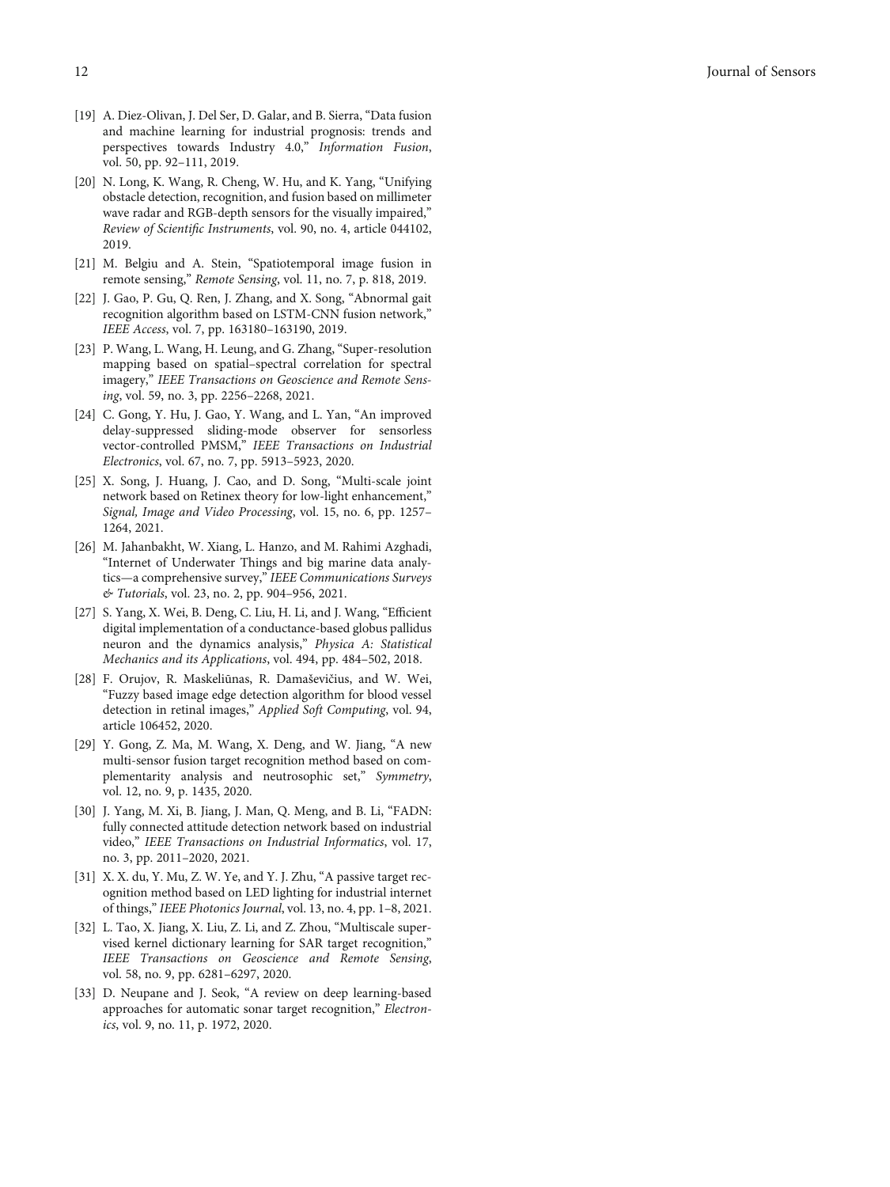[19] A. Diez-Olivan, J. Del Ser, D. Galar, and B. Sierra, "Data fusion and machine learning for industrial prognosis: trends and perspectives towards Industry 4.0," *Information Fusion*, vol. 50, pp. 92–111, 2019.

[20] N. Long, K. Wang, R. Cheng, W. Hu, and K. Yang, "Unifying obstacle detection, recognition, and fusion based on millimeter wave radar and RGB-depth sensors for the visually impaired," *Review of Scientific Instruments*, vol. 90, no. 4, article 044102, 2019.

[21] M. Belgiu and A. Stein, "Spatiotemporal image fusion in remote sensing," *Remote Sensing*, vol. 11, no. 7, p. 818, 2019.

[22] J. Gao, P. Gu, Q. Ren, J. Zhang, and X. Song, "Abnormal gait recognition algorithm based on LSTM-CNN fusion network," *IEEE Access*, vol. 7, pp. 163180–163190, 2019.

[23] P. Wang, L. Wang, H. Leung, and G. Zhang, "Super-resolution mapping based on spatial–spectral correlation for spectral imagery," *IEEE Transactions on Geoscience and Remote Sensing*, vol. 59, no. 3, pp. 2256–2268, 2021.

[24] C. Gong, Y. Hu, J. Gao, Y. Wang, and L. Yan, "An improved delay-suppressed sliding-mode observer for sensorless vector-controlled PMSM," *IEEE Transactions on Industrial Electronics*, vol. 67, no. 7, pp. 5913–5923, 2020.

[25] X. Song, J. Huang, J. Cao, and D. Song, "Multi-scale joint network based on Retinex theory for low-light enhancement," *Signal, Image and Video Processing*, vol. 15, no. 6, pp. 1257–1264, 2021.

[26] M. Jahanbakht, W. Xiang, L. Hanzo, and M. Rahimi Azghadi, "Internet of Underwater Things and big marine data analytics—a comprehensive survey," *IEEE Communications Surveys & Tutorials*, vol. 23, no. 2, pp. 904–956, 2021.

[27] S. Yang, X. Wei, B. Deng, C. Liu, H. Li, and J. Wang, "Efficient digital implementation of a conductance-based globus pallidus neuron and the dynamics analysis," *Physica A: Statistical Mechanics and its Applications*, vol. 494, pp. 484–502, 2018.

[28] F. Orujov, R. Maskeliūnas, R. Damaševičius, and W. Wei, "Fuzzy based image edge detection algorithm for blood vessel detection in retinal images," *Applied Soft Computing*, vol. 94, article 106452, 2020.

[29] Y. Gong, Z. Ma, M. Wang, X. Deng, and W. Jiang, "A new multi-sensor fusion target recognition method based on complementarity analysis and neutrosophic set," *Symmetry*, vol. 12, no. 9, p. 1435, 2020.

[30] J. Yang, M. Xi, B. Jiang, J. Man, Q. Meng, and B. Li, "FADN: fully connected attitude detection network based on industrial video," *IEEE Transactions on Industrial Informatics*, vol. 17, no. 3, pp. 2011–2020, 2021.

[31] X. X. du, Y. Mu, Z. W. Ye, and Y. J. Zhu, "A passive target recognition method based on LED lighting for industrial internet of things," *IEEE Photonics Journal*, vol. 13, no. 4, pp. 1–8, 2021.

[32] L. Tao, X. Jiang, X. Liu, Z. Li, and Z. Zhou, "Multiscale supervised kernel dictionary learning for SAR target recognition," *IEEE Transactions on Geoscience and Remote Sensing*, vol. 58, no. 9, pp. 6281–6297, 2020.

[33] D. Neupane and J. Seok, "A review on deep learning-based approaches for automatic sonar target recognition," *Electronics*, vol. 9, no. 11, p. 1972, 2020.